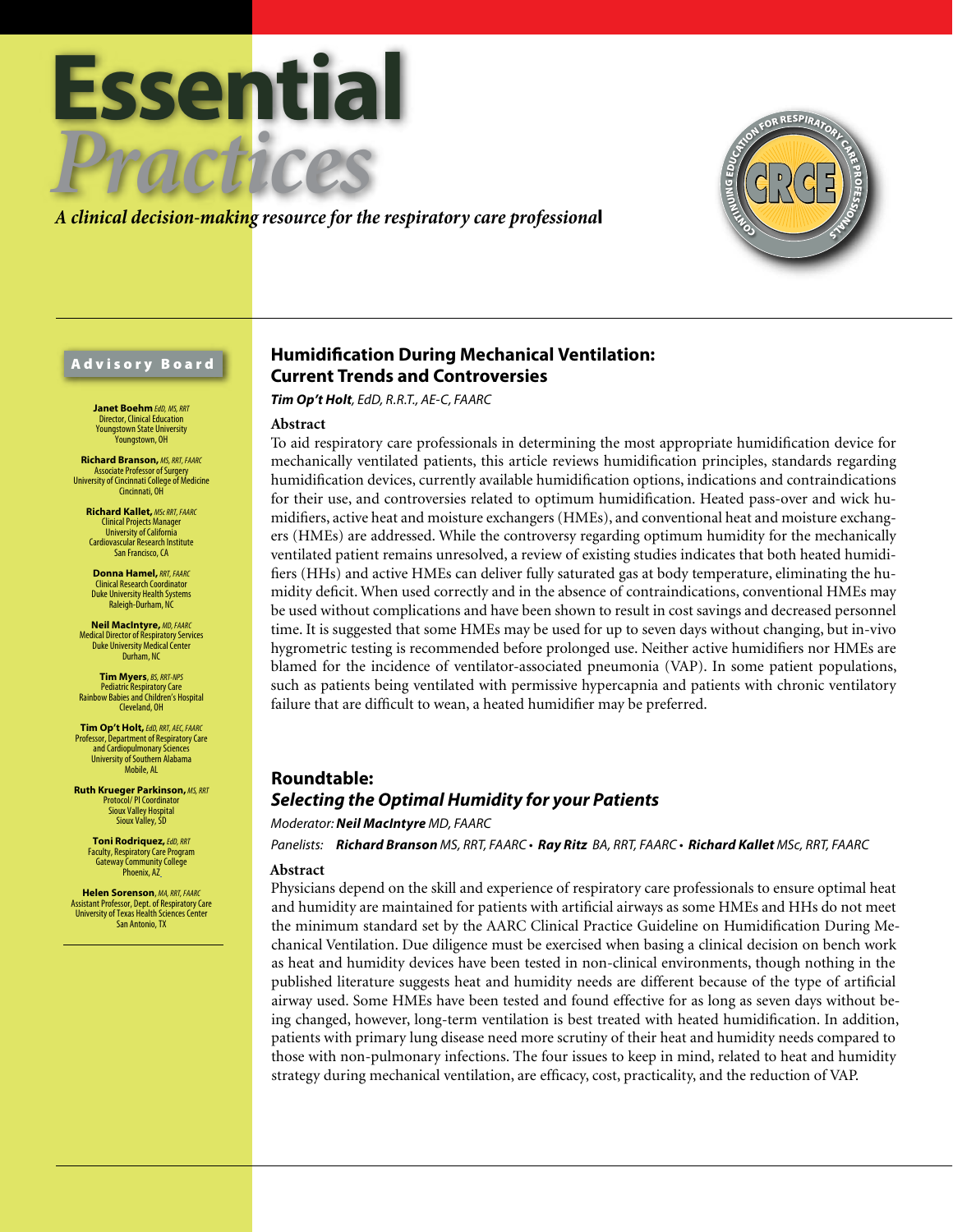# Essential Practices

*A clinical decision-making resource for the respiratory care professional*

CONTINUING EDUCATION FOR RESPIRATORY CARE PROFESSIONALS — CRCE

## Advisory Board

**Janet Boehm** *EdD, MS, RRT*
Director, Clinical Education
Youngstown State University
Youngstown, OH

**Richard Branson,** *MS, RRT, FAARC*
Associate Professor of Surgery
University of Cincinnati College of Medicine
Cincinnati, OH

**Richard Kallet,** *MSc RRT, FAARC*
Clinical Projects Manager
University of California
Cardiovascular Research Institute
San Francisco, CA

**Donna Hamel,** *RRT, FAARC*
Clinical Research Coordinator
Duke University Health Systems
Raleigh-Durham, NC

**Neil MacIntyre,** *MD, FAARC*
Medical Director of Respiratory Services
Duke University Medical Center
Durham, NC

**Tim Myers**, *BS, RRT-NPS*
Pediatric Respiratory Care
Rainbow Babies and Children's Hospital
Cleveland, OH

**Tim Op't Holt,** *EdD, RRT, AEC, FAARC*
Professor, Department of Respiratory Care and Cardiopulmonary Sciences
University of Southern Alabama
Mobile, AL

**Ruth Krueger Parkinson,** *MS, RRT*
Protocol/ PI Coordinator
Sioux Valley Hospital
Sioux Valley, SD

**Toni Rodriquez,** *EdD, RRT*
Faculty, Respiratory Care Program
Gateway Community College
Phoenix, AZ

**Helen Sorenson**, *MA, RRT, FAARC*
Assistant Professor, Dept. of Respiratory Care
University of Texas Health Sciences Center
San Antonio, TX

## Humidification During Mechanical Ventilation: Current Trends and Controversies

***Tim Op't Holt****, EdD, R.R.T., AE-C, FAARC*

### Abstract

To aid respiratory care professionals in determining the most appropriate humidification device for mechanically ventilated patients, this article reviews humidification principles, standards regarding humidification devices, currently available humidification options, indications and contraindications for their use, and controversies related to optimum humidification. Heated pass-over and wick humidifiers, active heat and moisture exchangers (HMEs), and conventional heat and moisture exchangers (HMEs) are addressed. While the controversy regarding optimum humidity for the mechanically ventilated patient remains unresolved, a review of existing studies indicates that both heated humidifiers (HHs) and active HMEs can deliver fully saturated gas at body temperature, eliminating the humidity deficit. When used correctly and in the absence of contraindications, conventional HMEs may be used without complications and have been shown to result in cost savings and decreased personnel time. It is suggested that some HMEs may be used for up to seven days without changing, but in-vivo hygrometric testing is recommended before prolonged use. Neither active humidifiers nor HMEs are blamed for the incidence of ventilator-associated pneumonia (VAP). In some patient populations, such as patients being ventilated with permissive hypercapnia and patients with chronic ventilatory failure that are difficult to wean, a heated humidifier may be preferred.

## Roundtable: *Selecting the Optimal Humidity for your Patients*

*Moderator:* ***Neil MacIntyre*** *MD, FAARC*

*Panelists:* ***Richard Branson*** *MS, RRT, FAARC* • ***Ray Ritz*** *BA, RRT, FAARC* • ***Richard Kallet*** *MSc, RRT, FAARC*

### Abstract

Physicians depend on the skill and experience of respiratory care professionals to ensure optimal heat and humidity are maintained for patients with artificial airways as some HMEs and HHs do not meet the minimum standard set by the AARC Clinical Practice Guideline on Humidification During Mechanical Ventilation. Due diligence must be exercised when basing a clinical decision on bench work as heat and humidity devices have been tested in non-clinical environments, though nothing in the published literature suggests heat and humidity needs are different because of the type of artificial airway used. Some HMEs have been tested and found effective for as long as seven days without being changed, however, long-term ventilation is best treated with heated humidification. In addition, patients with primary lung disease need more scrutiny of their heat and humidity needs compared to those with non-pulmonary infections. The four issues to keep in mind, related to heat and humidity strategy during mechanical ventilation, are efficacy, cost, practicality, and the reduction of VAP.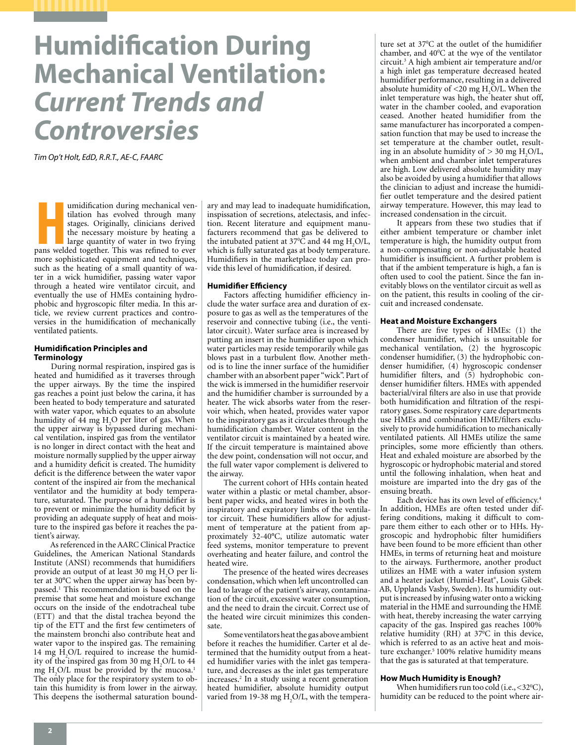# Humidification During Mechanical Ventilation: *Current Trends and Controversies*

*Tim Op't Holt, EdD, R.R.T., AE-C, FAARC*

Humidification during mechanical ventilation has evolved through many stages. Originally, clinicians derived the necessary moisture by heating a large quantity of water in two frying pans welded together. This was refined to ever more sophisticated equipment and techniques, such as the heating of a small quantity of water in a wick humidifier, passing water vapor through a heated wire ventilator circuit, and eventually the use of HMEs containing hydrophobic and hygroscopic filter media. In this article, we review current practices and controversies in the humidification of mechanically ventilated patients.

### Humidification Principles and Terminology

During normal respiration, inspired gas is heated and humidified as it traverses through the upper airways. By the time the inspired gas reaches a point just below the carina, it has been heated to body temperature and saturated with water vapor, which equates to an absolute humidity of 44 mg $H_2O$ per liter of gas. When the upper airway is bypassed during mechanical ventilation, inspired gas from the ventilator is no longer in direct contact with the heat and moisture normally supplied by the upper airway and a humidity deficit is created. The humidity deficit is the difference between the water vapor content of the inspired air from the mechanical ventilator and the humidity at body temperature, saturated. The purpose of a humidifier is to prevent or minimize the humidity deficit by providing an adequate supply of heat and moisture to the inspired gas before it reaches the patient's airway.

As referenced in the AARC Clinical Practice Guidelines, the American National Standards Institute (ANSI) recommends that humidifiers provide an output of at least 30 mg $H_2O$ per liter at 30°C when the upper airway has been bypassed.[1] This recommendation is based on the premise that some heat and moisture exchange occurs on the inside of the endotracheal tube (ETT) and that the distal trachea beyond the tip of the ETT and the first few centimeters of the mainstem bronchi also contribute heat and water vapor to the inspired gas. The remaining 14 mg $H_2O$/L required to increase the humidity of the inspired gas from 30 mg $H_2O$/L to 44 mg $H_2O$/L must be provided by the mucosa.[1] The only place for the respiratory system to obtain this humidity is from lower in the airway. This deepens the isothermal saturation boundary and may lead to inadequate humidification, inspissation of secretions, atelectasis, and infection. Recent literature and equipment manufacturers recommend that gas be delivered to the intubated patient at 37°C and 44 mg $H_2O$/L, which is fully saturated gas at body temperature. Humidifiers in the marketplace today can provide this level of humidification, if desired.

### Humidifier Efficiency

Factors affecting humidifier efficiency include the water surface area and duration of exposure to gas as well as the temperatures of the reservoir and connective tubing (i.e., the ventilator circuit). Water surface area is increased by putting an insert in the humidifier upon which water particles may reside temporarily while gas blows past in a turbulent flow. Another method is to line the inner surface of the humidifier chamber with an absorbent paper "wick". Part of the wick is immersed in the humidifier reservoir and the humidifier chamber is surrounded by a heater. The wick absorbs water from the reservoir which, when heated, provides water vapor to the inspiratory gas as it circulates through the humidification chamber. Water content in the ventilator circuit is maintained by a heated wire. If the circuit temperature is maintained above the dew point, condensation will not occur, and the full water vapor complement is delivered to the airway.

The current cohort of HHs contain heated water within a plastic or metal chamber, absorbent paper wicks, and heated wires in both the inspiratory and expiratory limbs of the ventilator circuit. These humidifiers allow for adjustment of temperature at the patient from approximately 32-40°C, utilize automatic water feed systems, monitor temperature to prevent overheating and heater failure, and control the heated wire.

The presence of the heated wires decreases condensation, which when left uncontrolled can lead to lavage of the patient's airway, contamination of the circuit, excessive water consumption, and the need to drain the circuit. Correct use of the heated wire circuit minimizes this condensate.

Some ventilators heat the gas above ambient before it reaches the humidifier. Carter et al determined that the humidity output from a heated humidifier varies with the inlet gas temperature, and decreases as the inlet gas temperature increases.[2] In a study using a recent generation heated humidifier, absolute humidity output varied from 19-38 mg $H_2O$/L, with the temperature set at 37°C at the outlet of the humidifier chamber, and 40°C at the wye of the ventilator circuit.[3] A high ambient air temperature and/or a high inlet gas temperature decreased heated humidifier performance, resulting in a delivered absolute humidity of <20 mg $H_2O$/L. When the inlet temperature was high, the heater shut off, water in the chamber cooled, and evaporation ceased. Another heated humidifier from the same manufacturer has incorporated a compensation function that may be used to increase the set temperature at the chamber outlet, resulting in an absolute humidity of > 30 mg $H_2O$/L, when ambient and chamber inlet temperatures are high. Low delivered absolute humidity may also be avoided by using a humidifier that allows the clinician to adjust and increase the humidifier outlet temperature and the desired patient airway temperature. However, this may lead to increased condensation in the circuit.

It appears from these two studies that if either ambient temperature or chamber inlet temperature is high, the humidity output from a non-compensating or non-adjustable heated humidifier is insufficient. A further problem is that if the ambient temperature is high, a fan is often used to cool the patient. Since the fan inevitably blows on the ventilator circuit as well as on the patient, this results in cooling of the circuit and increased condensate.

### Heat and Moisture Exchangers

There are five types of HMEs: (1) the condenser humidifier, which is unsuitable for mechanical ventilation, (2) the hygroscopic condenser humidifier, (3) the hydrophobic condenser humidifier, (4) hygroscopic condenser humidifier filters, and (5) hydrophobic condenser humidifier filters. HMEs with appended bacterial/viral filters are also in use that provide both humidification and filtration of the respiratory gases. Some respiratory care departments use HMEs and combination HME/filters exclusively to provide humidification to mechanically ventilated patients. All HMEs utilize the same principles, some more efficiently than others. Heat and exhaled moisture are absorbed by the hygroscopic or hydrophobic material and stored until the following inhalation, when heat and moisture are imparted into the dry gas of the ensuing breath.

Each device has its own level of efficiency.[4] In addition, HMEs are often tested under differing conditions, making it difficult to compare them either to each other or to HHs. Hygroscopic and hydrophobic filter humidifiers have been found to be more efficient than other HMEs, in terms of returning heat and moisture to the airways. Furthermore, another product utilizes an HME with a water infusion system and a heater jacket (Humid-Heat®, Louis Gibek AB, Upplands Vasby, Sweden). Its humidity output is increased by infusing water onto a wicking material in the HME and surrounding the HME with heat, thereby increasing the water carrying capacity of the gas. Inspired gas reaches 100% relative humidity (RH) at 37°C in this device, which is referred to as an active heat and moisture exchanger.[5] 100% relative humidity means that the gas is saturated at that temperature.

### How Much Humidity is Enough?

When humidifiers run too cold (i.e., <32°C), humidity can be reduced to the point where air-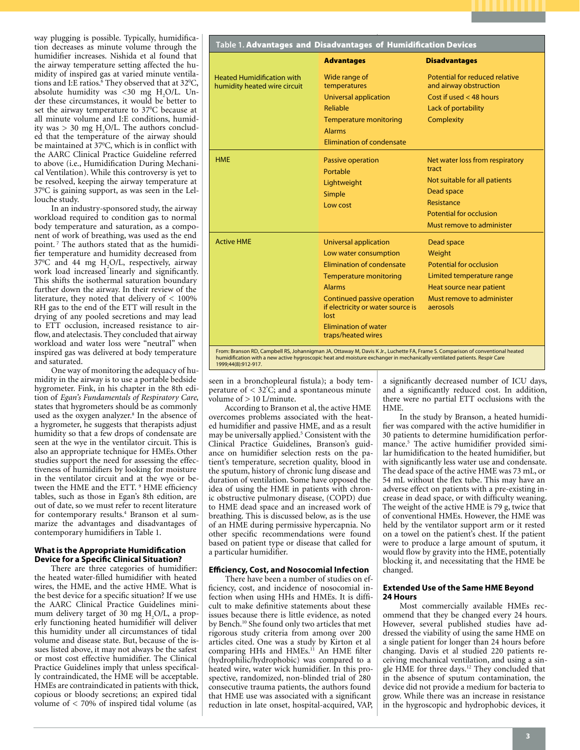way plugging is possible. Typically, humidification decreases as minute volume through the humidifier increases. Nishida et al found that the airway temperature setting affected the humidity of inspired gas at varied minute ventilations and I:E ratios.[6] They observed that at 32ºC, absolute humidity was <30 mg $H_2O$/L. Under these circumstances, it would be better to set the airway temperature to 37ºC because at all minute volume and I:E conditions, humidity was > 30 mg $H_2O$/L. The authors concluded that the temperature of the airway should be maintained at 37ºC, which is in conflict with the AARC Clinical Practice Guideline referred to above (i.e., Humidification During Mechanical Ventilation). While this controversy is yet to be resolved, keeping the airway temperature at 37ºC is gaining support, as was seen in the Lellouche study.

In an industry-sponsored study, the airway workload required to condition gas to normal body temperature and saturation, as a component of work of breathing, was used as the end point.[7] The authors stated that as the humidifier temperature and humidity decreased from 37ºC and 44 mg $H_2O$/L, respectively, airway work load increased linearly and significantly. This shifts the isothermal saturation boundary further down the airway. In their review of the literature, they noted that delivery of < 100% RH gas to the end of the ETT will result in the drying of any pooled secretions and may lead to ETT occlusion, increased resistance to airflow, and atelectasis. They concluded that airway workload and water loss were "neutral" when inspired gas was delivered at body temperature and saturated.

One way of monitoring the adequacy of humidity in the airway is to use a portable bedside hygrometer. Fink, in his chapter in the 8th edition of *Egan's Fundamentals of Respiratory Care*, states that hygrometers should be as commonly used as the oxygen analyzer.[8] In the absence of a hygrometer, he suggests that therapists adjust humidity so that a few drops of condensate are seen at the wye in the ventilator circuit. This is also an appropriate technique for HMEs. Other studies support the need for assessing the effectiveness of humidifiers by looking for moisture in the ventilator circuit and at the wye or between the HME and the ETT.[9] HME efficiency tables, such as those in Egan's 8th edition, are out of date, so we must refer to recent literature for contemporary results.[4] Branson et al summarize the advantages and disadvantages of contemporary humidifiers in Table 1.

**Table 1. Advantages and Disadvantages of Humidification Devices**

| | Advantages | Disadvantages |
|---|---|---|
| Heated Humidification with humidity heated wire circuit | Wide range of temperatures<br>Universal application<br>Reliable<br>Temperature monitoring<br>Alarms<br>Elimination of condensate | Potential for reduced relative and airway obstruction<br>Cost if used < 48 hours<br>Lack of portability<br>Complexity |
| HME | Passive operation<br>Portable<br>Lightweight<br>Simple<br>Low cost | Net water loss from respiratory tract<br>Not suitable for all patients<br>Dead space<br>Resistance<br>Potential for occlusion<br>Must remove to administer |
| Active HME | Universal application<br>Low water consumption<br>Elimination of condensate<br>Temperature monitoring<br>Alarms<br>Continued passive operation if electricity or water source is lost<br>Elimination of water traps/heated wires | Dead space<br>Weight<br>Potential for occlusion<br>Limited temperature range<br>Heat source near patient<br>Must remove to administer aerosols |

From: Branson RD, Campbell RS, Johannigman JA, Ottaway M, Davis K Jr., Luchette FA, Frame S. Comparison of conventional heated humidification with a new active hygroscopic heat and moisture exchanger in mechanically ventilated patients. Respir Care 1999;44(8):912-917.

### What is the Appropriate Humidification Device for a Specific Clinical Situation?

There are three categories of humidifier: the heated water-filled humidifier with heated wires, the HME, and the active HME. What is the best device for a specific situation? If we use the AARC Clinical Practice Guidelines minimum delivery target of 30 mg $H_2O$/L, a properly functioning heated humidifier will deliver this humidity under all circumstances of tidal volume and disease state. But, because of the issues listed above, it may not always be the safest or most cost effective humidifier. The Clinical Practice Guidelines imply that unless specifically contraindicated, the HME will be acceptable. HMEs are contraindicated in patients with thick, copious or bloody secretions; an expired tidal volume of < 70% of inspired tidal volume (as seen in a bronchopleural fistula); a body temperature of < 32°C; and a spontaneous minute volume of > 10 L/minute.

According to Branson et al, the active HME overcomes problems associated with the heated humidifier and passive HME, and as a result may be universally applied.[5] Consistent with the Clinical Practice Guidelines, Branson's guidance on humidifier selection rests on the patient's temperature, secretion quality, blood in the sputum, history of chronic lung disease and duration of ventilation. Some have opposed the idea of using the HME in patients with chronic obstructive pulmonary disease, (COPD) due to HME dead space and an increased work of breathing. This is discussed below, as is the use of an HME during permissive hypercapnia. No other specific recommendations were found based on patient type or disease that called for a particular humidifier.

### Efficiency, Cost, and Nosocomial Infection

There have been a number of studies on efficiency, cost, and incidence of nosocomial infection when using HHs and HMEs. It is difficult to make definitive statements about these issues because there is little evidence, as noted by Bench.[10] She found only two articles that met rigorous study criteria from among over 200 articles cited. One was a study by Kirton et al comparing HHs and HMEs.[11] An HME filter (hydrophilic/hydrophobic) was compared to a heated wire, water wick humidifier. In this prospective, randomized, non-blinded trial of 280 consecutive trauma patients, the authors found that HME use was associated with a significant reduction in late onset, hospital-acquired, VAP, a significantly decreased number of ICU days, and a significantly reduced cost. In addition, there were no partial ETT occlusions with the HME.

In the study by Branson, a heated humidifier was compared with the active humidifier in 30 patients to determine humidification performance.[5] The active humidifier provided similar humidification to the heated humidifier, but with significantly less water use and condensate. The dead space of the active HME was 73 mL, or 54 mL without the flex tube. This may have an adverse effect on patients with a pre-existing increase in dead space, or with difficulty weaning. The weight of the active HME is 79 g, twice that of conventional HMEs. However, the HME was held by the ventilator support arm or it rested on a towel on the patient's chest. If the patient were to produce a large amount of sputum, it would flow by gravity into the HME, potentially blocking it, and necessitating that the HME be changed.

### Extended Use of the Same HME Beyond 24 Hours

Most commercially available HMEs recommend that they be changed every 24 hours. However, several published studies have addressed the viability of using the same HME on a single patient for longer than 24 hours before changing. Davis et al studied 220 patients receiving mechanical ventilation, and using a single HME for three days.[12] They concluded that in the absence of sputum contamination, the device did not provide a medium for bacteria to grow. While there was an increase in resistance in the hygroscopic and hydrophobic devices, it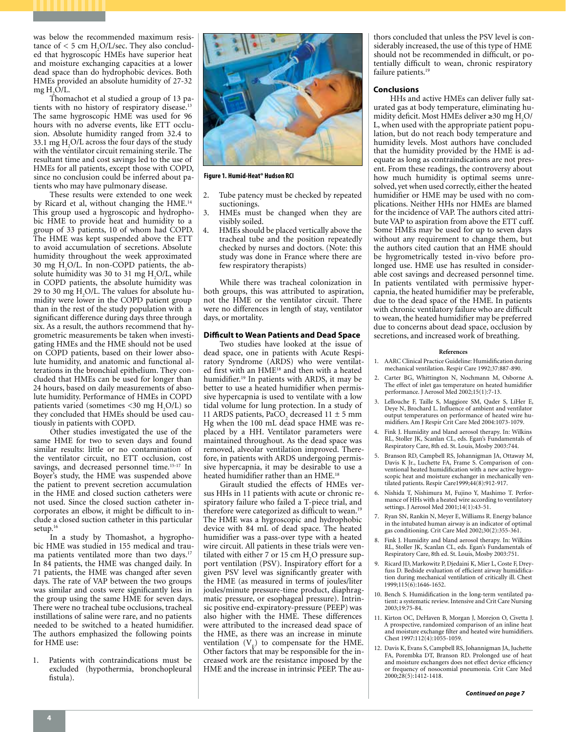was below the recommended maximum resistance of < 5 cm $H_2O$/L/sec. They also concluded that hygroscopic HMEs have superior heat and moisture exchanging capacities at a lower dead space than do hydrophobic devices. Both HMEs provided an absolute humidity of 27-32 mg $H_2O$/L.

Thomachot et al studied a group of 13 patients with no history of respiratory disease.[13] The same hygroscopic HME was used for 96 hours with no adverse events, like ETT occlusion. Absolute humidity ranged from 32.4 to 33.1 mg $H_2O$/L across the four days of the study with the ventilator circuit remaining sterile. The resultant time and cost savings led to the use of HMEs for all patients, except those with COPD, since no conclusion could be inferred about patients who may have pulmonary disease.

These results were extended to one week by Ricard et al, without changing the HME.[14] This group used a hygroscopic and hydrophobic HME to provide heat and humidity to a group of 33 patients, 10 of whom had COPD. The HME was kept suspended above the ETT to avoid accumulation of secretions. Absolute humidity throughout the week approximated 30 mg $H_2O$/L. In non-COPD patients, the absolute humidity was 30 to 31 mg $H_2O$/L, while in COPD patients, the absolute humidity was 29 to 30 mg $H_2O$/L. The values for absolute humidity were lower in the COPD patient group than in the rest of the study population with a significant difference during days three through six. As a result, the authors recommend that hygrometric measurements be taken when investigating HMEs and the HME should not be used on COPD patients, based on their lower absolute humidity, and anatomic and functional alterations in the bronchial epithelium. They concluded that HMEs can be used for longer than 24 hours, based on daily measurements of absolute humidity. Performance of HMEs in COPD patients varied (sometimes <30 mg $H_2O$/L) so they concluded that HMEs should be used cautiously in patients with COPD.

Other studies investigated the use of the same HME for two to seven days and found similar results: little or no contamination of the ventilator circuit, no ETT occlusion, cost savings, and decreased personnel time.[15-17] In Boyer's study, the HME was suspended above the patient to prevent secretion accumulation in the HME and closed suction catheters were not used. Since the closed suction catheter incorporates an elbow, it might be difficult to include a closed suction catheter in this particular setup.[16]

In a study by Thomashot, a hygrophobic HME was studied in 155 medical and trauma patients ventilated more than two days.[17] In 84 patients, the HME was changed daily. In 71 patients, the HME was changed after seven days. The rate of VAP between the two groups was similar and costs were significantly less in the group using the same HME for seven days. There were no tracheal tube occlusions, tracheal instillations of saline were rare, and no patients needed to be switched to a heated humidifier. The authors emphasized the following points for HME use:

1. Patients with contraindications must be excluded (hypothermia, bronchopleural fistula).
2. Tube patency must be checked by repeated suctionings.
3. HMEs must be changed when they are visibly soiled.
4. HMEs should be placed vertically above the tracheal tube and the position repeatedly checked by nurses and doctors. (Note: this study was done in France where there are few respiratory therapists)

**Figure 1. Humid-Heat® Hudson RCI**

While there was tracheal colonization in both groups, this was attributed to aspiration, not the HME or the ventilator circuit. There were no differences in length of stay, ventilator days, or mortality.

## Difficult to Wean Patients and Dead Space

Two studies have looked at the issue of dead space, one in patients with Acute Respiratory Syndrome (ARDS) who were ventilated first with an HME[18] and then with a heated humidifier.[19] In patients with ARDS, it may be better to use a heated humidifier when permissive hypercapnia is used to ventilate with a low tidal volume for lung protection. In a study of 11 ARDS patients, $PaCO_2$ decreased 11 ± 5 mm Hg when the 100 mL dead space HME was replaced by a HH. Ventilator parameters were maintained throughout. As the dead space was removed, alveolar ventilation improved. Therefore, in patients with ARDS undergoing permissive hypercapnia, it may be desirable to use a heated humidifier rather than an HME.[18]

Girault studied the effects of HMEs versus HHs in 11 patients with acute or chronic respiratory failure who failed a T-piece trial, and therefore were categorized as difficult to wean.[19] The HME was a hygroscopic and hydrophobic device with 84 mL of dead space. The heated humidifier was a pass-over type with a heated wire circuit. All patients in these trials were ventilated with either 7 or 15 cm $H_2O$ pressure support ventilation (PSV). Inspiratory effort for a given PSV level was significantly greater with the HME (as measured in terms of joules/liter joules/minute pressure-time product, diaphragmatic pressure, or esophageal pressure). Intrinsic positive end-expiratory-pressure (PEEP) was also higher with the HME. These differences were attributed to the increased dead space of the HME, as there was an increase in minute ventilation ($V_E$) to compensate for the HME. Other factors that may be responsible for the increased work are the resistance imposed by the HME and the increase in intrinsic PEEP. The authors concluded that unless the PSV level is considerably increased, the use of this type of HME should not be recommended in difficult, or potentially difficult to wean, chronic respiratory failure patients.[19]

## Conclusions

HHs and active HMEs can deliver fully saturated gas at body temperature, eliminating humidity deficit. Most HMEs deliver ≥30 mg $H_2O$/L, when used with the appropriate patient population, but do not reach body temperature and humidity levels. Most authors have concluded that the humidity provided by the HME is adequate as long as contraindications are not present. From these readings, the controversy about how much humidity is optimal seems unresolved, yet when used correctly, either the heated humidifier or HME may be used with no complications. Neither HHs nor HMEs are blamed for the incidence of VAP. The authors cited attribute VAP to aspiration from above the ETT cuff. Some HMEs may be used for up to seven days without any requirement to change them, but the authors cited caution that an HME should be hygrometrically tested in-vivo before prolonged use. HME use has resulted in considerable cost savings and decreased personnel time. In patients ventilated with permissive hypercapnia, the heated humidifier may be preferable, due to the dead space of the HME. In patients with chronic ventilatory failure who are difficult to wean, the heated humidifier may be preferred due to concerns about dead space, occlusion by secretions, and increased work of breathing.

### References

1. AARC Clinical Practice Guideline: Humidification during mechanical ventilation. Respir Care 1992;37:887-890.
2. Carter BG, Whittington N, Nochmann M, Osborne A. The effect of inlet gas temperature on heated humidifier performance. J Aerosol Med 2002;15(1):7-13.
3. Lellouche F, Taille S, Maggiore SM, Qader S, LiHer E, Deye N, Brochard L. Influence of ambient and ventilator output temperatures on performance of heated wire humidifiers. Am J Respir Crit Care Med 2004:1073-1079.
4. Fink J. Humidity and bland aerosol therapy. In: Wilkins RL, Stoller JK, Scanlan CL, eds. Egan's Fundamentals of Respiratory Care, 8th ed. St. Louis, Mosby 2003:744.
5. Branson RD, Campbell RS, Johannigman JA, Ottaway M, Davis K Jr., Luchette FA, Frame S. Comparison of conventional heated humidification with a new active hygroscopic heat and moisture exchanger in mechanically ventilated patients. Respir Care1999;44(8):912-917.
6. Nishida T, Nishimura M, Fujino Y, Mashimo T. Performance of HHs with a heated wire according to ventilatory settings. J Aerosol Med 2001;14(1):43-51.
7. Ryan SN, Rankin N, Meyer E, Williams R. Energy balance in the intubated human airway is an indicator of optimal gas conditioning. Crit Care Med 2002;30(2):355-361.
8. Fink J. Humidity and bland aerosol therapy. In: Wilkins RL, Stoller JK, Scanlan CL, eds. Egan's Fundamentals of Respiratory Care, 8th ed. St. Louis, Mosby 2003:751.
9. Ricard JD, Markowitz P, Djedaini K, Mier L, Coste F, Dreyfuss D. Bedside evaluation of efficient airway humidification during mechanical ventilation of critically ill. Chest 1999;115(6):1646-1652.
10. Bench S. Humidification in the long-term ventilated patient: a systematic review. Intensive and Crit Care Nursing 2003;19:75-84.
11. Kirton OC, DeHaven B, Morgan J, Morejon O, Civetta J. A prospective, randomized comparison of an inline heat and moisture exchange filter and heated wire humidifiers. Chest 1997:112(4):1055-1059.
12. Davis K, Evans S, Campbell RS, Johannigman JA, Juchette FA, Porembka DT, Branson RD. Prolonged use of heat and moisture exchangers does not effect device efficiency or frequency of nosocomial pneumonia. Crit Care Med 2000;28(5):1412-1418.

*Continued on page 7*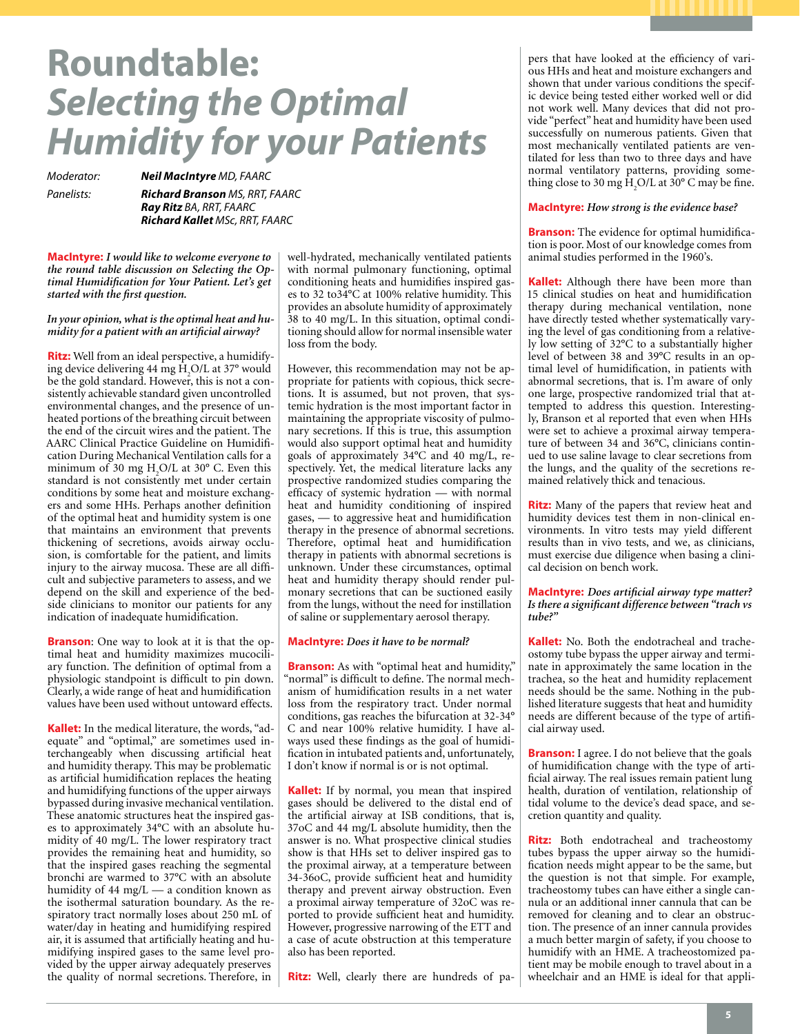# Roundtable: *Selecting the Optimal Humidity for your Patients*

*Moderator:* ***Neil MacIntyre** MD, FAARC*

*Panelists:* ***Richard Branson** MS, RRT, FAARC*
***Ray Ritz** BA, RRT, FAARC*
***Richard Kallet** MSc, RRT, FAARC*

**MacIntyre:** ***I would like to welcome everyone to the round table discussion on Selecting the Optimal Humidification for Your Patient. Let's get started with the first question.***

***In your opinion, what is the optimal heat and humidity for a patient with an artificial airway?***

**Ritz:** Well from an ideal perspective, a humidifying device delivering 44 mg $H_2O$/L at 37° would be the gold standard. However, this is not a consistently achievable standard given uncontrolled environmental changes, and the presence of unheated portions of the breathing circuit between the end of the circuit wires and the patient. The AARC Clinical Practice Guideline on Humidification During Mechanical Ventilation calls for a minimum of 30 mg $H_2O$/L at 30° C. Even this standard is not consistently met under certain conditions by some heat and moisture exchangers and some HHs. Perhaps another definition of the optimal heat and humidity system is one that maintains an environment that prevents thickening of secretions, avoids airway occlusion, is comfortable for the patient, and limits injury to the airway mucosa. These are all difficult and subjective parameters to assess, and we depend on the skill and experience of the bedside clinicians to monitor our patients for any indication of inadequate humidification.

**Branson**: One way to look at it is that the optimal heat and humidity maximizes mucociliary function. The definition of optimal from a physiologic standpoint is difficult to pin down. Clearly, a wide range of heat and humidification values have been used without untoward effects.

**Kallet:** In the medical literature, the words, "adequate" and "optimal," are sometimes used interchangeably when discussing artificial heat and humidity therapy. This may be problematic as artificial humidification replaces the heating and humidifying functions of the upper airways bypassed during invasive mechanical ventilation. These anatomic structures heat the inspired gases to approximately 34°C with an absolute humidity of 40 mg/L. The lower respiratory tract provides the remaining heat and humidity, so that the inspired gases reaching the segmental bronchi are warmed to 37°C with an absolute humidity of 44 mg/L — a condition known as the isothermal saturation boundary. As the respiratory tract normally loses about 250 mL of water/day in heating and humidifying respired air, it is assumed that artificially heating and humidifying inspired gases to the same level provided by the upper airway adequately preserves the quality of normal secretions. Therefore, in well-hydrated, mechanically ventilated patients with normal pulmonary functioning, optimal conditioning heats and humidifies inspired gases to 32 to34°C at 100% relative humidity. This provides an absolute humidity of approximately 38 to 40 mg/L. In this situation, optimal conditioning should allow for normal insensible water loss from the body.

However, this recommendation may not be appropriate for patients with copious, thick secretions. It is assumed, but not proven, that systemic hydration is the most important factor in maintaining the appropriate viscosity of pulmonary secretions. If this is true, this assumption would also support optimal heat and humidity goals of approximately 34°C and 40 mg/L, respectively. Yet, the medical literature lacks any prospective randomized studies comparing the efficacy of systemic hydration — with normal heat and humidity conditioning of inspired gases, — to aggressive heat and humidification therapy in the presence of abnormal secretions. Therefore, optimal heat and humidification therapy in patients with abnormal secretions is unknown. Under these circumstances, optimal heat and humidity therapy should render pulmonary secretions that can be suctioned easily from the lungs, without the need for instillation of saline or supplementary aerosol therapy.

**MacIntyre:** ***Does it have to be normal?***

**Branson:** As with "optimal heat and humidity," "normal" is difficult to define. The normal mechanism of humidification results in a net water loss from the respiratory tract. Under normal conditions, gas reaches the bifurcation at 32-34° C and near 100% relative humidity. I have always used these findings as the goal of humidification in intubated patients and, unfortunately, I don't know if normal is or is not optimal.

**Kallet:** If by normal, you mean that inspired gases should be delivered to the distal end of the artificial airway at ISB conditions, that is, 37oC and 44 mg/L absolute humidity, then the answer is no. What prospective clinical studies show is that HHs set to deliver inspired gas to the proximal airway, at a temperature between 34-36oC, provide sufficient heat and humidity therapy and prevent airway obstruction. Even a proximal airway temperature of 32oC was reported to provide sufficient heat and humidity. However, progressive narrowing of the ETT and a case of acute obstruction at this temperature also has been reported.

**Ritz:** Well, clearly there are hundreds of papers that have looked at the efficiency of various HHs and heat and moisture exchangers and shown that under various conditions the specific device being tested either worked well or did not work well. Many devices that did not provide "perfect" heat and humidity have been used successfully on numerous patients. Given that most mechanically ventilated patients are ventilated for less than two to three days and have normal ventilatory patterns, providing something close to 30 mg $H_2O$/L at 30° C may be fine.

**MacIntyre:** ***How strong is the evidence base?***

**Branson:** The evidence for optimal humidification is poor. Most of our knowledge comes from animal studies performed in the 1960's.

**Kallet:** Although there have been more than 15 clinical studies on heat and humidification therapy during mechanical ventilation, none have directly tested whether systematically varying the level of gas conditioning from a relatively low setting of 32°C to a substantially higher level of between 38 and 39°C results in an optimal level of humidification, in patients with abnormal secretions, that is. I'm aware of only one large, prospective randomized trial that attempted to address this question. Interestingly, Branson et al reported that even when HHs were set to achieve a proximal airway temperature of between 34 and 36°C, clinicians continued to use saline lavage to clear secretions from the lungs, and the quality of the secretions remained relatively thick and tenacious.

**Ritz:** Many of the papers that review heat and humidity devices test them in non-clinical environments. In vitro tests may yield different results than in vivo tests, and we, as clinicians, must exercise due diligence when basing a clinical decision on bench work.

**MacIntyre:** ***Does artificial airway type matter? Is there a significant difference between "trach vs tube?"***

**Kallet:** No. Both the endotracheal and tracheostomy tube bypass the upper airway and terminate in approximately the same location in the trachea, so the heat and humidity replacement needs should be the same. Nothing in the published literature suggests that heat and humidity needs are different because of the type of artificial airway used.

**Branson:** I agree. I do not believe that the goals of humidification change with the type of artificial airway. The real issues remain patient lung health, duration of ventilation, relationship of tidal volume to the device's dead space, and secretion quantity and quality.

**Ritz:** Both endotracheal and tracheostomy tubes bypass the upper airway so the humidification needs might appear to be the same, but the question is not that simple. For example, tracheostomy tubes can have either a single cannula or an additional inner cannula that can be removed for cleaning and to clear an obstruction. The presence of an inner cannula provides a much better margin of safety, if you choose to humidify with an HME. A tracheostomized patient may be mobile enough to travel about in a wheelchair and an HME is ideal for that appli-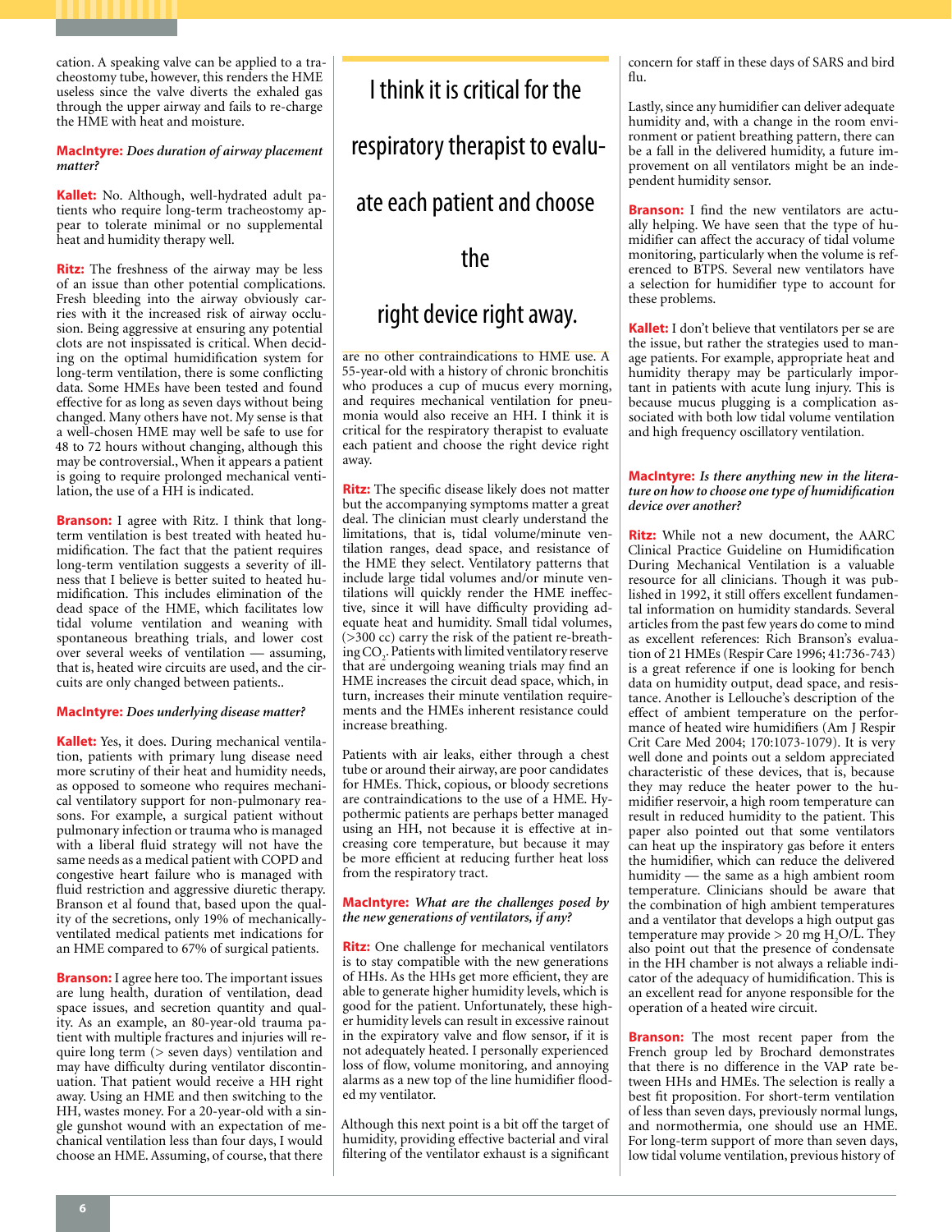cation. A speaking valve can be applied to a tracheostomy tube, however, this renders the HME useless since the valve diverts the exhaled gas through the upper airway and fails to re-charge the HME with heat and moisture.

**MacIntyre:** *Does duration of airway placement matter?*

**Kallet:** No. Although, well-hydrated adult patients who require long-term tracheostomy appear to tolerate minimal or no supplemental heat and humidity therapy well.

**Ritz:** The freshness of the airway may be less of an issue than other potential complications. Fresh bleeding into the airway obviously carries with it the increased risk of airway occlusion. Being aggressive at ensuring any potential clots are not inspissated is critical. When deciding on the optimal humidification system for long-term ventilation, there is some conflicting data. Some HMEs have been tested and found effective for as long as seven days without being changed. Many others have not. My sense is that a well-chosen HME may well be safe to use for 48 to 72 hours without changing, although this may be controversial., When it appears a patient is going to require prolonged mechanical ventilation, the use of a HH is indicated.

**Branson:** I agree with Ritz. I think that long-term ventilation is best treated with heated humidification. The fact that the patient requires long-term ventilation suggests a severity of illness that I believe is better suited to heated humidification. This includes elimination of the dead space of the HME, which facilitates low tidal volume ventilation and weaning with spontaneous breathing trials, and lower cost over several weeks of ventilation — assuming, that is, heated wire circuits are used, and the circuits are only changed between patients..

**MacIntyre:** *Does underlying disease matter?*

**Kallet:** Yes, it does. During mechanical ventilation, patients with primary lung disease need more scrutiny of their heat and humidity needs, as opposed to someone who requires mechanical ventilatory support for non-pulmonary reasons. For example, a surgical patient without pulmonary infection or trauma who is managed with a liberal fluid strategy will not have the same needs as a medical patient with COPD and congestive heart failure who is managed with fluid restriction and aggressive diuretic therapy. Branson et al found that, based upon the quality of the secretions, only 19% of mechanically-ventilated medical patients met indications for an HME compared to 67% of surgical patients.

**Branson:** I agree here too. The important issues are lung health, duration of ventilation, dead space issues, and secretion quantity and quality. As an example, an 80-year-old trauma patient with multiple fractures and injuries will require long term (> seven days) ventilation and may have difficulty during ventilator discontinuation. That patient would receive a HH right away. Using an HME and then switching to the HH, wastes money. For a 20-year-old with a single gunshot wound with an expectation of mechanical ventilation less than four days, I would choose an HME. Assuming, of course, that there are no other contraindications to HME use. A 55-year-old with a history of chronic bronchitis who produces a cup of mucus every morning, and requires mechanical ventilation for pneumonia would also receive an HH. I think it is critical for the respiratory therapist to evaluate each patient and choose the right device right away.

> I think it is critical for the respiratory therapist to evaluate each patient and choose the right device right away.

**Ritz:** The specific disease likely does not matter but the accompanying symptoms matter a great deal. The clinician must clearly understand the limitations, that is, tidal volume/minute ventilation ranges, dead space, and resistance of the HME they select. Ventilatory patterns that include large tidal volumes and/or minute ventilations will quickly render the HME ineffective, since it will have difficulty providing adequate heat and humidity. Small tidal volumes, (>300 cc) carry the risk of the patient re-breathing $CO_2$. Patients with limited ventilatory reserve that are undergoing weaning trials may find an HME increases the circuit dead space, which, in turn, increases their minute ventilation requirements and the HMEs inherent resistance could increase breathing.

Patients with air leaks, either through a chest tube or around their airway, are poor candidates for HMEs. Thick, copious, or bloody secretions are contraindications to the use of a HME. Hypothermic patients are perhaps better managed using an HH, not because it is effective at increasing core temperature, but because it may be more efficient at reducing further heat loss from the respiratory tract.

**MacIntyre:** *What are the challenges posed by the new generations of ventilators, if any?*

**Ritz:** One challenge for mechanical ventilators is to stay compatible with the new generations of HHs. As the HHs get more efficient, they are able to generate higher humidity levels, which is good for the patient. Unfortunately, these higher humidity levels can result in excessive rainout in the expiratory valve and flow sensor, if it is not adequately heated. I personally experienced loss of flow, volume monitoring, and annoying alarms as a new top of the line humidifier flooded my ventilator.

Although this next point is a bit off the target of humidity, providing effective bacterial and viral filtering of the ventilator exhaust is a significant concern for staff in these days of SARS and bird flu.

Lastly, since any humidifier can deliver adequate humidity and, with a change in the room environment or patient breathing pattern, there can be a fall in the delivered humidity, a future improvement on all ventilators might be an independent humidity sensor.

**Branson:** I find the new ventilators are actually helping. We have seen that the type of humidifier can affect the accuracy of tidal volume monitoring, particularly when the volume is referenced to BTPS. Several new ventilators have a selection for humidifier type to account for these problems.

**Kallet:** I don't believe that ventilators per se are the issue, but rather the strategies used to manage patients. For example, appropriate heat and humidity therapy may be particularly important in patients with acute lung injury. This is because mucus plugging is a complication associated with both low tidal volume ventilation and high frequency oscillatory ventilation.

**MacIntyre:** *Is there anything new in the literature on how to choose one type of humidification device over another?*

**Ritz:** While not a new document, the AARC Clinical Practice Guideline on Humidification During Mechanical Ventilation is a valuable resource for all clinicians. Though it was published in 1992, it still offers excellent fundamental information on humidity standards. Several articles from the past few years do come to mind as excellent references: Rich Branson's evaluation of 21 HMEs (Respir Care 1996; 41:736-743) is a great reference if one is looking for bench data on humidity output, dead space, and resistance. Another is Lellouche's description of the effect of ambient temperature on the performance of heated wire humidifiers (Am J Respir Crit Care Med 2004; 170:1073-1079). It is very well done and points out a seldom appreciated characteristic of these devices, that is, because they may reduce the heater power to the humidifier reservoir, a high room temperature can result in reduced humidity to the patient. This paper also pointed out that some ventilators can heat up the inspiratory gas before it enters the humidifier, which can reduce the delivered humidity — the same as a high ambient room temperature. Clinicians should be aware that the combination of high ambient temperatures and a ventilator that develops a high output gas temperature may provide > 20 mg $H_2O$/L. They also point out that the presence of condensate in the HH chamber is not always a reliable indicator of the adequacy of humidification. This is an excellent read for anyone responsible for the operation of a heated wire circuit.

**Branson:** The most recent paper from the French group led by Brochard demonstrates that there is no difference in the VAP rate between HHs and HMEs. The selection is really a best fit proposition. For short-term ventilation of less than seven days, previously normal lungs, and normothermia, one should use an HME. For long-term support of more than seven days, low tidal volume ventilation, previous history of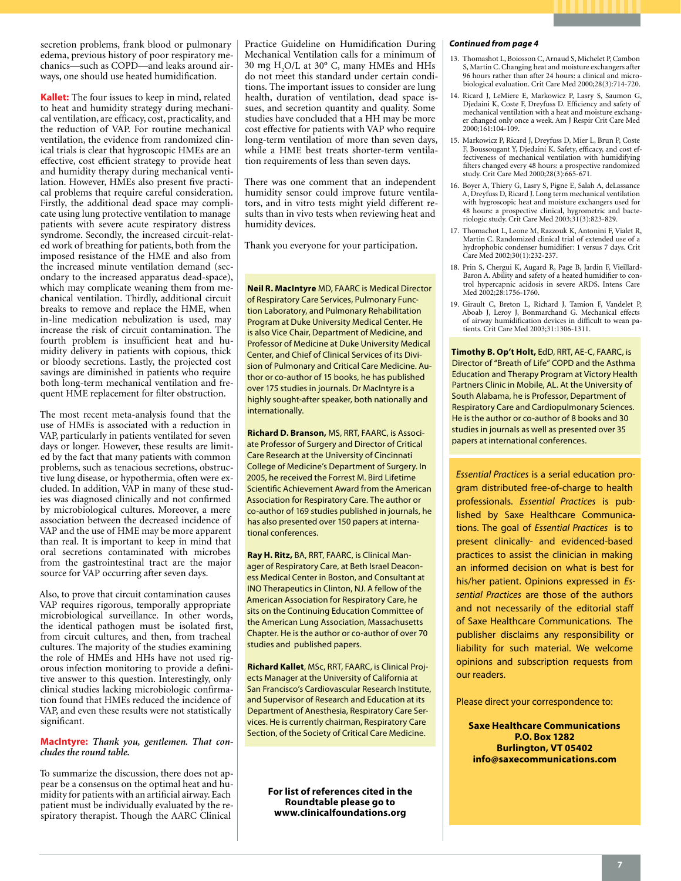secretion problems, frank blood or pulmonary edema, previous history of poor respiratory mechanics—such as COPD—and leaks around airways, one should use heated humidification.

**Kallet:** The four issues to keep in mind, related to heat and humidity strategy during mechanical ventilation, are efficacy, cost, practicality, and the reduction of VAP. For routine mechanical ventilation, the evidence from randomized clinical trials is clear that hygroscopic HMEs are an effective, cost efficient strategy to provide heat and humidity therapy during mechanical ventilation. However, HMEs also present five practical problems that require careful consideration. Firstly, the additional dead space may complicate using lung protective ventilation to manage patients with severe acute respiratory distress syndrome. Secondly, the increased circuit-related work of breathing for patients, both from the imposed resistance of the HME and also from the increased minute ventilation demand (secondary to the increased apparatus dead-space), which may complicate weaning them from mechanical ventilation. Thirdly, additional circuit breaks to remove and replace the HME, when in-line medication nebulization is used, may increase the risk of circuit contamination. The fourth problem is insufficient heat and humidity delivery in patients with copious, thick or bloody secretions. Lastly, the projected cost savings are diminished in patients who require both long-term mechanical ventilation and frequent HME replacement for filter obstruction.

The most recent meta-analysis found that the use of HMEs is associated with a reduction in VAP, particularly in patients ventilated for seven days or longer. However, these results are limited by the fact that many patients with common problems, such as tenacious secretions, obstructive lung disease, or hypothermia, often were excluded. In addition, VAP in many of these studies was diagnosed clinically and not confirmed by microbiological cultures. Moreover, a mere association between the decreased incidence of VAP and the use of HME may be more apparent than real. It is important to keep in mind that oral secretions contaminated with microbes from the gastrointestinal tract are the major source for VAP occurring after seven days.

Also, to prove that circuit contamination causes VAP requires rigorous, temporally appropriate microbiological surveillance. In other words, the identical pathogen must be isolated first, from circuit cultures, and then, from tracheal cultures. The majority of the studies examining the role of HMEs and HHs have not used rigorous infection monitoring to provide a definitive answer to this question. Interestingly, only clinical studies lacking microbiologic confirmation found that HMEs reduced the incidence of VAP, and even these results were not statistically significant.

**MacIntyre:** *Thank you, gentlemen. That concludes the round table.*

To summarize the discussion, there does not appear be a consensus on the optimal heat and humidity for patients with an artificial airway. Each patient must be individually evaluated by the respiratory therapist. Though the AARC Clinical Practice Guideline on Humidification During Mechanical Ventilation calls for a minimum of 30 mg $H_2O$/L at 30° C, many HMEs and HHs do not meet this standard under certain conditions. The important issues to consider are lung health, duration of ventilation, dead space issues, and secretion quantity and quality. Some studies have concluded that a HH may be more cost effective for patients with VAP who require long-term ventilation of more than seven days, while a HME best treats shorter-term ventilation requirements of less than seven days.

There was one comment that an independent humidity sensor could improve future ventilators, and in vitro tests might yield different results than in vivo tests when reviewing heat and humidity devices.

Thank you everyone for your participation.

**Neil R. MacIntyre** MD, FAARC is Medical Director of Respiratory Care Services, Pulmonary Function Laboratory, and Pulmonary Rehabilitation Program at Duke University Medical Center. He is also Vice Chair, Department of Medicine, and Professor of Medicine at Duke University Medical Center, and Chief of Clinical Services of its Division of Pulmonary and Critical Care Medicine. Author or co-author of 15 books, he has published over 175 studies in journals. Dr MacIntyre is a highly sought-after speaker, both nationally and internationally.

**Richard D. Branson,** MS, RRT, FAARC, is Associate Professor of Surgery and Director of Critical Care Research at the University of Cincinnati College of Medicine's Department of Surgery. In 2005, he received the Forrest M. Bird Lifetime Scientific Achievement Award from the American Association for Respiratory Care. The author or co-author of 169 studies published in journals, he has also presented over 150 papers at international conferences.

**Ray H. Ritz,** BA, RRT, FAARC, is Clinical Manager of Respiratory Care, at Beth Israel Deaconess Medical Center in Boston, and Consultant at INO Therapeutics in Clinton, NJ. A fellow of the American Association for Respiratory Care, he sits on the Continuing Education Committee of the American Lung Association, Massachusetts Chapter. He is the author or co-author of over 70 studies and published papers.

**Richard Kallet**, MSc, RRT, FAARC, is Clinical Projects Manager at the University of California at San Francisco's Cardiovascular Research Institute, and Supervisor of Research and Education at its Department of Anesthesia, Respiratory Care Services. He is currently chairman, Respiratory Care Section, of the Society of Critical Care Medicine.

**For list of references cited in the Roundtable please go to www.clinicalfoundations.org**

***Continued from page 4***

13. Thomashot L, Boiosson C, Arnaud S, Michelet P, Cambon S, Martin C. Changing heat and moisture exchangers after 96 hours rather than after 24 hours: a clinical and microbiological evaluation. Crit Care Med 2000;28(3):714-720.
14. Ricard J, LeMiere E, Markowicz P, Lasry S, Saumon G, Djedaini K, Coste F, Dreyfuss D. Efficiency and safety of mechanical ventilation with a heat and moisture exchanger changed only once a week. Am J Respir Crit Care Med 2000;161:104-109.
15. Markowicz P, Ricard J, Dreyfuss D, Mier L, Brun P, Coste F, Boussougant Y, Djedaini K. Safety, efficacy, and cost effectiveness of mechanical ventilation with humidifying filters changed every 48 hours: a prospective randomized study. Crit Care Med 2000;28(3):665-671.
16. Boyer A, Thiery G, Lasry S, Pigne E, Salah A, deLassance A, Dreyfuss D, Ricard J. Long term mechanical ventilation with hygroscopic heat and moisture exchangers used for 48 hours: a prospective clinical, hygrometric and bacteriologic study. Crit Care Med 2003;31(3):823-829.
17. Thomachot L, Leone M, Razzouk K, Antonini F, Vialet R, Martin C. Randomized clinical trial of extended use of a hydrophobic condenser humidifier: 1 versus 7 days. Crit Care Med 2002;30(1):232-237.
18. Prin S, Chergui K, Augard R, Page B, Jardin F, Vieillard-Baron A. Ability and safety of a heated humidifier to control hypercapnic acidosis in severe ARDS. Intens Care Med 2002;28:1756-1760.
19. Girault C, Breton L, Richard J, Tamion F, Vandelet P, Aboab J, Leroy J, Bonmarchand G. Mechanical effects of airway humidification devices in difficult to wean patients. Crit Care Med 2003;31:1306-1311.

**Timothy B. Op't Holt,** EdD, RRT, AE-C, FAARC, is Director of "Breath of Life" COPD and the Asthma Education and Therapy Program at Victory Health Partners Clinic in Mobile, AL. At the University of South Alabama, he is Professor, Department of Respiratory Care and Cardiopulmonary Sciences. He is the author or co-author of 8 books and 30 studies in journals as well as presented over 35 papers at international conferences.

*Essential Practices* is a serial education program distributed free-of-charge to health professionals. *Essential Practices* is published by Saxe Healthcare Communications. The goal of *Essential Practices* is to present clinically- and evidenced-based practices to assist the clinician in making an informed decision on what is best for his/her patient. Opinions expressed in *Essential Practices* are those of the authors and not necessarily of the editorial staff of Saxe Healthcare Communications. The publisher disclaims any responsibility or liability for such material. We welcome opinions and subscription requests from our readers.

Please direct your correspondence to:

**Saxe Healthcare Communications**
**P.O. Box 1282**
**Burlington, VT 05402**
**info@saxecommunications.com**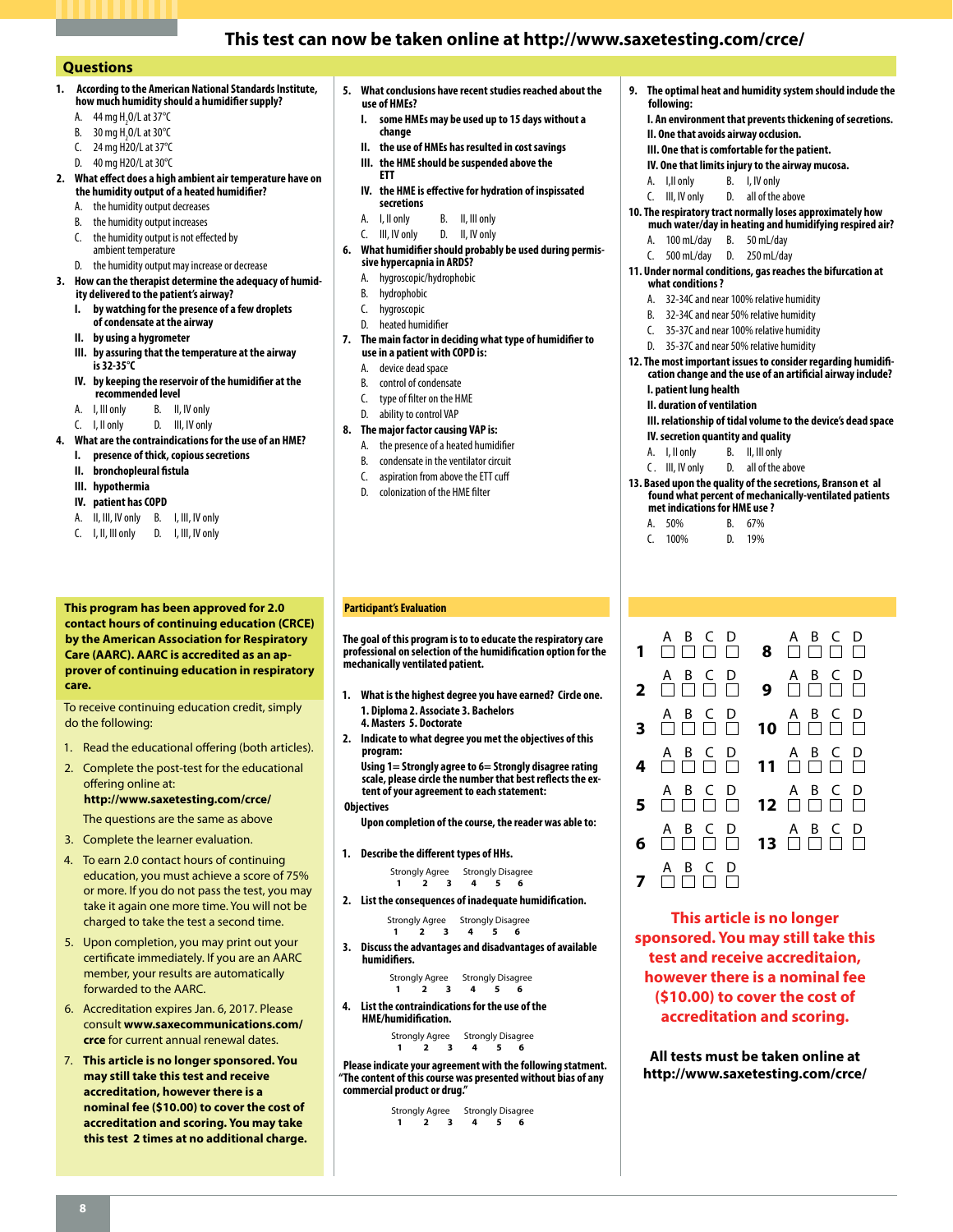## This test can now be taken online at http://www.saxetesting.com/crce/

## Questions

1. **According to the American National Standards Institute, how much humidity should a humidifier supply?**
   - A. 44 mg $H_2O$/L at 37°C
   - B. 30 mg $H_2O$/L at 30°C
   - C. 24 mg H20/L at 37°C
   - D. 40 mg H20/L at 30°C

2. **What effect does a high ambient air temperature have on the humidity output of a heated humidifier?**
   - A. the humidity output decreases
   - B. the humidity output increases
   - C. the humidity output is not effected by ambient temperature
   - D. the humidity output may increase or decrease

3. **How can the therapist determine the adequacy of humidity delivered to the patient's airway?**
   - **I. by watching for the presence of a few droplets of condensate at the airway**
   - **II. by using a hygrometer**
   - **III. by assuring that the temperature at the airway is 32-35°C**
   - **IV. by keeping the reservoir of the humidifier at the recommended level**
   - A. I, III only B. II, IV only
   - C. I, II only D. III, IV only

4. **What are the contraindications for the use of an HME?**
   - **I. presence of thick, copious secretions**
   - **II. bronchopleural fistula**
   - **III. hypothermia**
   - **IV. patient has COPD**
   - A. II, III, IV only B. I, III, IV only
   - C. I, II, III only D. I, III, IV only

5. **What conclusions have recent studies reached about the use of HMEs?**
   - **I. some HMEs may be used up to 15 days without a change**
   - **II. the use of HMEs has resulted in cost savings**
   - **III. the HME should be suspended above the ETT**
   - **IV. the HME is effective for hydration of inspissated secretions**
   - A. I, II only B. II, III only
   - C. III, IV only D. II, IV only

6. **What humidifier should probably be used during permissive hypercapnia in ARDS?**
   - A. hygroscopic/hydrophobic
   - B. hydrophobic
   - C. hygroscopic
   - D. heated humidifier

7. **The main factor in deciding what type of humidifier to use in a patient with COPD is:**
   - A. device dead space
   - B. control of condensate
   - C. type of filter on the HME
   - D. ability to control VAP

8. **The major factor causing VAP is:**
   - A. the presence of a heated humidifier
   - B. condensate in the ventilator circuit
   - C. aspiration from above the ETT cuff
   - D. colonization of the HME filter

9. **The optimal heat and humidity system should include the following:**
   - **I. An environment that prevents thickening of secretions.**
   - **II. One that avoids airway occlusion.**
   - **III. One that is comfortable for the patient.**
   - **IV. One that limits injury to the airway mucosa.**
   - A. I,II only B. I, IV only
   - C. III, IV only D. all of the above

10. **The respiratory tract normally loses approximately how much water/day in heating and humidifying respired air?**
    - A. 100 mL/day B. 50 mL/day
    - C. 500 mL/day D. 250 mL/day

11. **Under normal conditions, gas reaches the bifurcation at what conditions?**
    - A. 32-34C and near 100% relative humidity
    - B. 32-34C and near 50% relative humidity
    - C. 35-37C and near 100% relative humidity
    - D. 35-37C and near 50% relative humidity

12. **The most important issues to consider regarding humidification change and the use of an artificial airway include?**
    - **I. patient lung health**
    - **II. duration of ventilation**
    - **III. relationship of tidal volume to the device's dead space**
    - **IV. secretion quantity and quality**
    - A. I, II only B. II, III only
    - C. III, IV only D. all of the above

13. **Based upon the quality of the secretions, Branson et al found what percent of mechanically-ventilated patients met indications for HME use?**
    - A. 50% B. 67%
    - C. 100% D. 19%

**This program has been approved for 2.0 contact hours of continuing education (CRCE) by the American Association for Respiratory Care (AARC). AARC is accredited as an approver of continuing education in respiratory care.**

To receive continuing education credit, simply do the following:

1. Read the educational offering (both articles).
2. Complete the post-test for the educational offering online at: **http://www.saxetesting.com/crce/**
   The questions are the same as above
3. Complete the learner evaluation.
4. To earn 2.0 contact hours of continuing education, you must achieve a score of 75% or more. If you do not pass the test, you may take it again one more time. You will not be charged to take the test a second time.
5. Upon completion, you may print out your certificate immediately. If you are an AARC member, your results are automatically forwarded to the AARC.
6. Accreditation expires Jan. 6, 2017. Please consult **www.saxecommunications.com/crce** for current annual renewal dates.
7. **This article is no longer sponsored. You may still take this test and receive accreditation, however there is a nominal fee ($10.00) to cover the cost of accreditation and scoring. You may take this test 2 times at no additional charge.**

### Participant's Evaluation

**The goal of this program is to to educate the respiratory care professional on selection of the humidification option for the mechanically ventilated patient.**

1. **What is the highest degree you have earned? Circle one.**
   **1. Diploma 2. Associate 3. Bachelors**
   **4. Masters 5. Doctorate**
2. **Indicate to what degree you met the objectives of this program:**
   **Using 1= Strongly agree to 6= Strongly disagree rating scale, please circle the number that best reflects the extent of your agreement to each statement:**

**Objectives**

**Upon completion of the course, the reader was able to:**

1. **Describe the different types of HHs.**
   Strongly Agree Strongly Disagree
   **1 2 3 4 5 6**
2. **List the consequences of inadequate humidification.**
   Strongly Agree Strongly Disagree
   **1 2 3 4 5 6**
3. **Discuss the advantages and disadvantages of available humidifiers.**
   Strongly Agree Strongly Disagree
   **1 2 3 4 5 6**
4. **List the contraindications for the use of the HME/humidification.**
   Strongly Agree Strongly Disagree
   **1 2 3 4 5 6**

**Please indicate your agreement with the following statment. "The content of this course was presented without bias of any commercial product or drug."**

Strongly Agree Strongly Disagree
**1 2 3 4 5 6**

| | A | B | C | D | | A | B | C | D |
|---|---|---|---|---|---|---|---|---|---|
| **1** | ☐ | ☐ | ☐ | ☐ | **8** | ☐ | ☐ | ☐ | ☐ |
| **2** | ☐ | ☐ | ☐ | ☐ | **9** | ☐ | ☐ | ☐ | ☐ |
| **3** | ☐ | ☐ | ☐ | ☐ | **10** | ☐ | ☐ | ☐ | ☐ |
| **4** | ☐ | ☐ | ☐ | ☐ | **11** | ☐ | ☐ | ☐ | ☐ |
| **5** | ☐ | ☐ | ☐ | ☐ | **12** | ☐ | ☐ | ☐ | ☐ |
| **6** | ☐ | ☐ | ☐ | ☐ | **13** | ☐ | ☐ | ☐ | ☐ |
| **7** | ☐ | ☐ | ☐ | ☐ | | | | | |

**This article is no longer sponsored. You may still take this test and receive accreditaion, however there is a nominal fee ($10.00) to cover the cost of accreditation and scoring.**

**All tests must be taken online at http://www.saxetesting.com/crce/**